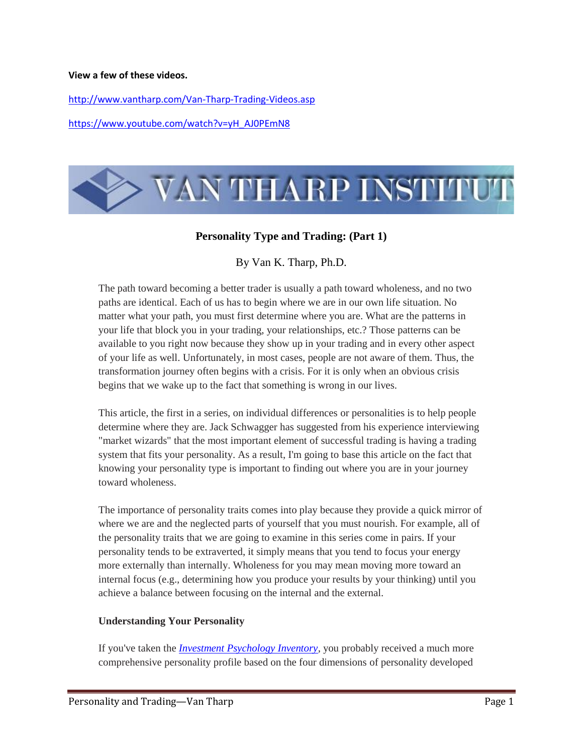**View a few of these videos.**

http://www.vantharp.com/Van-Tharp-Trading-Videos.asp

https://www.youtube.com/watch?v=yH_AJ0PEmN8

VAN THARP INSTITUTE

## Personality Type and Trading: (Part 1)

By Van K. Tharp, Ph.D.

The path toward becoming a better trader is usually a path toward wholeness, and no two paths are identical. Each of us has to begin where we are in our own life situation. No matter what your path, you must first determine where you are. What are the patterns in your life that block you in your trading, your relationships, etc.? Those patterns can be available to you right now because they show up in your trading and in every other aspect of your life as well. Unfortunately, in most cases, people are not aware of them. Thus, the transformation journey often begins with a crisis. For it is only when an obvious crisis begins that we wake up to the fact that something is wrong in our lives.

This article, the first in a series, on individual differences or personalities is to help people determine where they are. Jack Schwagger has suggested from his experience interviewing "market wizards" that the most important element of successful trading is having a trading system that fits your personality. As a result, I'm going to base this article on the fact that knowing your personality type is important to finding out where you are in your journey toward wholeness.

The importance of personality traits comes into play because they provide a quick mirror of where we are and the neglected parts of yourself that you must nourish. For example, all of the personality traits that we are going to examine in this series come in pairs. If your personality tends to be extraverted, it simply means that you tend to focus your energy more externally than internally. Wholeness for you may mean moving toward an internal focus (e.g., determining how you produce your results by your thinking) until you achieve a balance between focusing on the internal and the external.

### Understanding Your Personality

If you've taken the *Investment Psychology Inventory*, you probably received a much more comprehensive personality profile based on the four dimensions of personality developed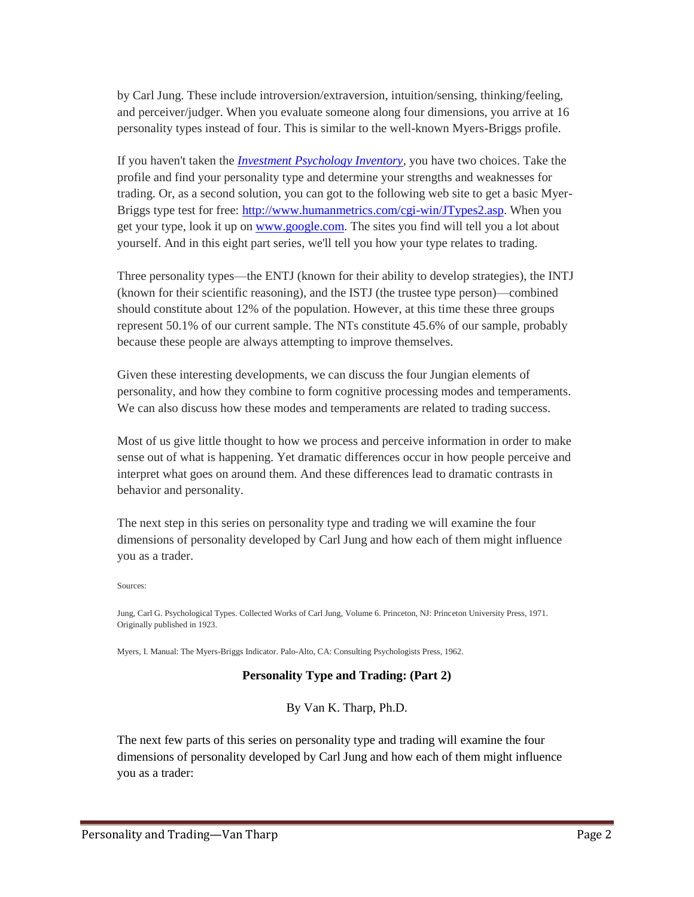by Carl Jung. These include introversion/extraversion, intuition/sensing, thinking/feeling, and perceiver/judger. When you evaluate someone along four dimensions, you arrive at 16 personality types instead of four. This is similar to the well-known Myers-Briggs profile.

If you haven't taken the ***Investment Psychology Inventory***, you have two choices. Take the profile and find your personality type and determine your strengths and weaknesses for trading. Or, as a second solution, you can got to the following web site to get a basic Myer-Briggs type test for free: http://www.humanmetrics.com/cgi-win/JTypes2.asp. When you get your type, look it up on www.google.com. The sites you find will tell you a lot about yourself. And in this eight part series, we'll tell you how your type relates to trading.

Three personality types—the ENTJ (known for their ability to develop strategies), the INTJ (known for their scientific reasoning), and the ISTJ (the trustee type person)—combined should constitute about 12% of the population. However, at this time these three groups represent 50.1% of our current sample. The NTs constitute 45.6% of our sample, probably because these people are always attempting to improve themselves.

Given these interesting developments, we can discuss the four Jungian elements of personality, and how they combine to form cognitive processing modes and temperaments. We can also discuss how these modes and temperaments are related to trading success.

Most of us give little thought to how we process and perceive information in order to make sense out of what is happening. Yet dramatic differences occur in how people perceive and interpret what goes on around them. And these differences lead to dramatic contrasts in behavior and personality.

The next step in this series on personality type and trading we will examine the four dimensions of personality developed by Carl Jung and how each of them might influence you as a trader.

Sources:

Jung, Carl G. Psychological Types. Collected Works of Carl Jung, Volume 6. Princeton, NJ: Princeton University Press, 1971. Originally published in 1923.

Myers, I. Manual: The Myers-Briggs Indicator. Palo-Alto, CA: Consulting Psychologists Press, 1962.

## Personality Type and Trading: (Part 2)

By Van K. Tharp, Ph.D.

The next few parts of this series on personality type and trading will examine the four dimensions of personality developed by Carl Jung and how each of them might influence you as a trader: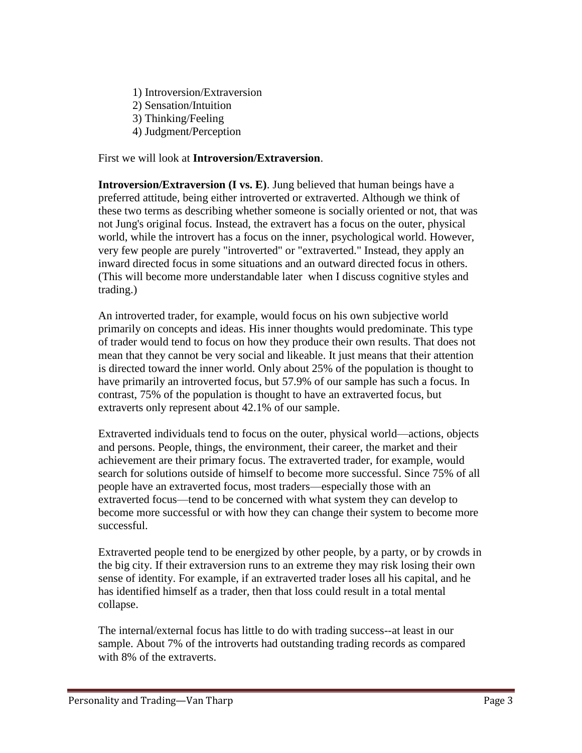1) Introversion/Extraversion
2) Sensation/Intuition
3) Thinking/Feeling
4) Judgment/Perception

First we will look at **Introversion/Extraversion**.

**Introversion/Extraversion (I vs. E)**. Jung believed that human beings have a preferred attitude, being either introverted or extraverted. Although we think of these two terms as describing whether someone is socially oriented or not, that was not Jung's original focus. Instead, the extravert has a focus on the outer, physical world, while the introvert has a focus on the inner, psychological world. However, very few people are purely "introverted" or "extraverted." Instead, they apply an inward directed focus in some situations and an outward directed focus in others. (This will become more understandable later when I discuss cognitive styles and trading.)

An introverted trader, for example, would focus on his own subjective world primarily on concepts and ideas. His inner thoughts would predominate. This type of trader would tend to focus on how they produce their own results. That does not mean that they cannot be very social and likeable. It just means that their attention is directed toward the inner world. Only about 25% of the population is thought to have primarily an introverted focus, but 57.9% of our sample has such a focus. In contrast, 75% of the population is thought to have an extraverted focus, but extraverts only represent about 42.1% of our sample.

Extraverted individuals tend to focus on the outer, physical world—actions, objects and persons. People, things, the environment, their career, the market and their achievement are their primary focus. The extraverted trader, for example, would search for solutions outside of himself to become more successful. Since 75% of all people have an extraverted focus, most traders—especially those with an extraverted focus—tend to be concerned with what system they can develop to become more successful or with how they can change their system to become more successful.

Extraverted people tend to be energized by other people, by a party, or by crowds in the big city. If their extraversion runs to an extreme they may risk losing their own sense of identity. For example, if an extraverted trader loses all his capital, and he has identified himself as a trader, then that loss could result in a total mental collapse.

The internal/external focus has little to do with trading success--at least in our sample. About 7% of the introverts had outstanding trading records as compared with 8% of the extraverts.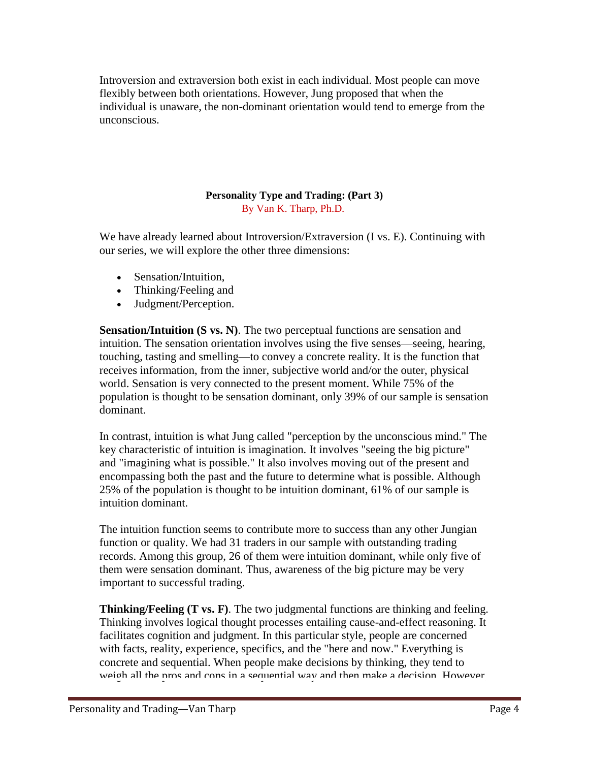Introversion and extraversion both exist in each individual. Most people can move flexibly between both orientations. However, Jung proposed that when the individual is unaware, the non-dominant orientation would tend to emerge from the unconscious.

**Personality Type and Trading: (Part 3)**

By Van K. Tharp, Ph.D.

We have already learned about Introversion/Extraversion (I vs. E). Continuing with our series, we will explore the other three dimensions:

- Sensation/Intuition,
- Thinking/Feeling and
- Judgment/Perception.

**Sensation/Intuition (S vs. N)**. The two perceptual functions are sensation and intuition. The sensation orientation involves using the five senses—seeing, hearing, touching, tasting and smelling—to convey a concrete reality. It is the function that receives information, from the inner, subjective world and/or the outer, physical world. Sensation is very connected to the present moment. While 75% of the population is thought to be sensation dominant, only 39% of our sample is sensation dominant.

In contrast, intuition is what Jung called "perception by the unconscious mind." The key characteristic of intuition is imagination. It involves "seeing the big picture" and "imagining what is possible." It also involves moving out of the present and encompassing both the past and the future to determine what is possible. Although 25% of the population is thought to be intuition dominant, 61% of our sample is intuition dominant.

The intuition function seems to contribute more to success than any other Jungian function or quality. We had 31 traders in our sample with outstanding trading records. Among this group, 26 of them were intuition dominant, while only five of them were sensation dominant. Thus, awareness of the big picture may be very important to successful trading.

**Thinking/Feeling (T vs. F)**. The two judgmental functions are thinking and feeling. Thinking involves logical thought processes entailing cause-and-effect reasoning. It facilitates cognition and judgment. In this particular style, people are concerned with facts, reality, experience, specifics, and the "here and now." Everything is concrete and sequential. When people make decisions by thinking, they tend to weigh all the pros and cons in a sequential way and then make a decision. However,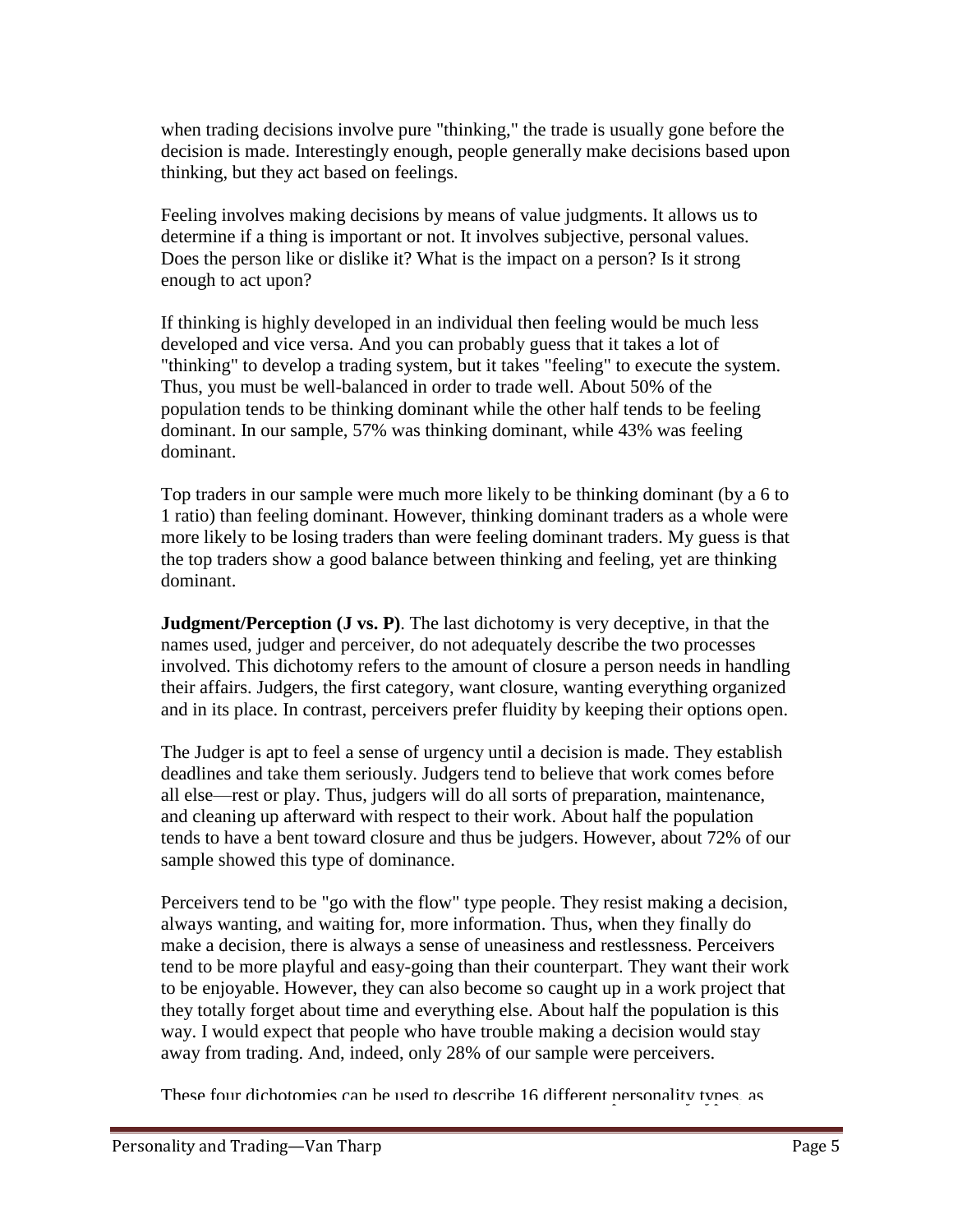when trading decisions involve pure "thinking," the trade is usually gone before the decision is made. Interestingly enough, people generally make decisions based upon thinking, but they act based on feelings.

Feeling involves making decisions by means of value judgments. It allows us to determine if a thing is important or not. It involves subjective, personal values. Does the person like or dislike it? What is the impact on a person? Is it strong enough to act upon?

If thinking is highly developed in an individual then feeling would be much less developed and vice versa. And you can probably guess that it takes a lot of "thinking" to develop a trading system, but it takes "feeling" to execute the system. Thus, you must be well-balanced in order to trade well. About 50% of the population tends to be thinking dominant while the other half tends to be feeling dominant. In our sample, 57% was thinking dominant, while 43% was feeling dominant.

Top traders in our sample were much more likely to be thinking dominant (by a 6 to 1 ratio) than feeling dominant. However, thinking dominant traders as a whole were more likely to be losing traders than were feeling dominant traders. My guess is that the top traders show a good balance between thinking and feeling, yet are thinking dominant.

**Judgment/Perception (J vs. P)**. The last dichotomy is very deceptive, in that the names used, judger and perceiver, do not adequately describe the two processes involved. This dichotomy refers to the amount of closure a person needs in handling their affairs. Judgers, the first category, want closure, wanting everything organized and in its place. In contrast, perceivers prefer fluidity by keeping their options open.

The Judger is apt to feel a sense of urgency until a decision is made. They establish deadlines and take them seriously. Judgers tend to believe that work comes before all else—rest or play. Thus, judgers will do all sorts of preparation, maintenance, and cleaning up afterward with respect to their work. About half the population tends to have a bent toward closure and thus be judgers. However, about 72% of our sample showed this type of dominance.

Perceivers tend to be "go with the flow" type people. They resist making a decision, always wanting, and waiting for, more information. Thus, when they finally do make a decision, there is always a sense of uneasiness and restlessness. Perceivers tend to be more playful and easy-going than their counterpart. They want their work to be enjoyable. However, they can also become so caught up in a work project that they totally forget about time and everything else. About half the population is this way. I would expect that people who have trouble making a decision would stay away from trading. And, indeed, only 28% of our sample were perceivers.

These four dichotomies can be used to describe 16 different personality types, as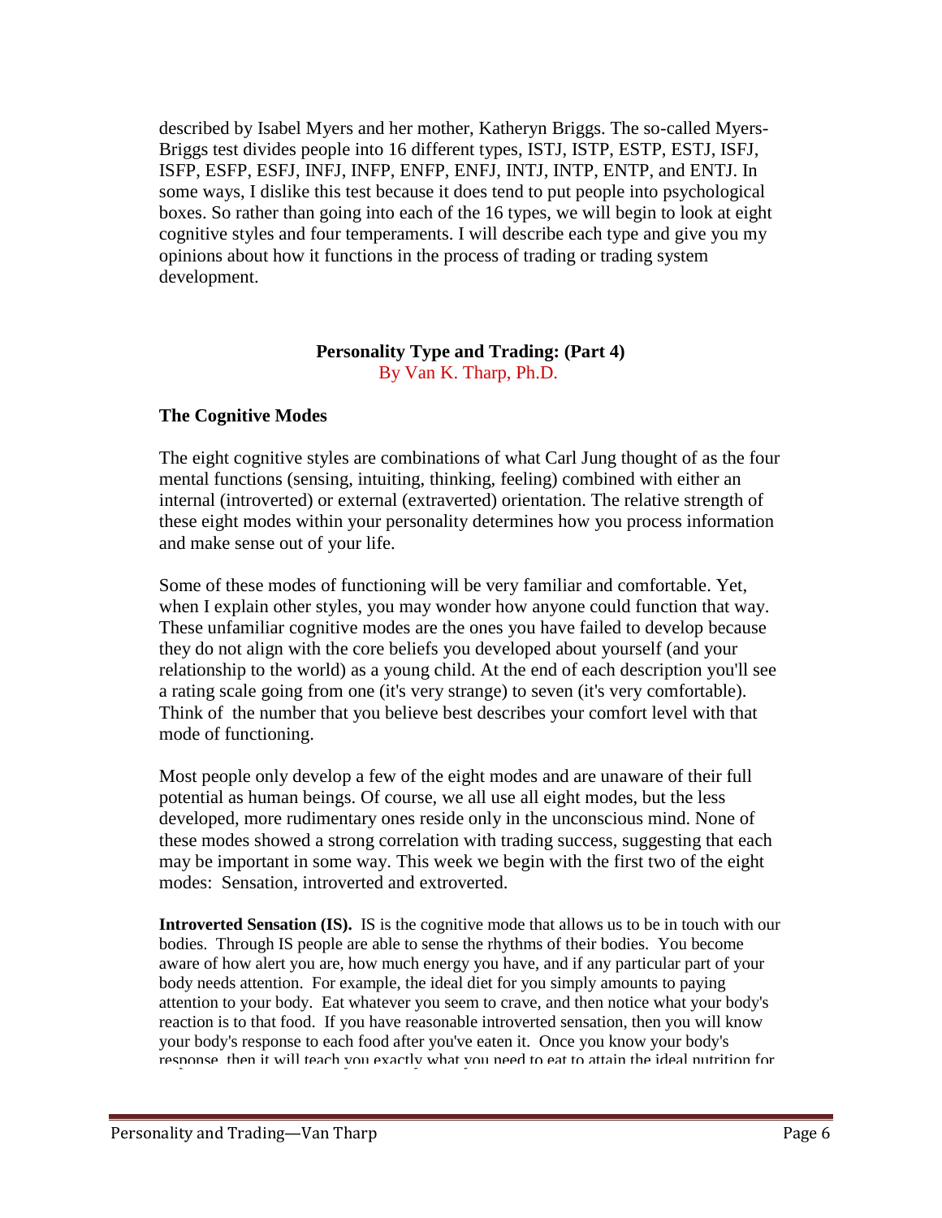described by Isabel Myers and her mother, Katheryn Briggs. The so-called Myers-Briggs test divides people into 16 different types, ISTJ, ISTP, ESTP, ESTJ, ISFJ, ISFP, ESFP, ESFJ, INFJ, INFP, ENFP, ENFJ, INTJ, INTP, ENTP, and ENTJ. In some ways, I dislike this test because it does tend to put people into psychological boxes. So rather than going into each of the 16 types, we will begin to look at eight cognitive styles and four temperaments. I will describe each type and give you my opinions about how it functions in the process of trading or trading system development.

## Personality Type and Trading: (Part 4)

By Van K. Tharp, Ph.D.

### The Cognitive Modes

The eight cognitive styles are combinations of what Carl Jung thought of as the four mental functions (sensing, intuiting, thinking, feeling) combined with either an internal (introverted) or external (extraverted) orientation. The relative strength of these eight modes within your personality determines how you process information and make sense out of your life.

Some of these modes of functioning will be very familiar and comfortable. Yet, when I explain other styles, you may wonder how anyone could function that way. These unfamiliar cognitive modes are the ones you have failed to develop because they do not align with the core beliefs you developed about yourself (and your relationship to the world) as a young child. At the end of each description you'll see a rating scale going from one (it's very strange) to seven (it's very comfortable). Think of the number that you believe best describes your comfort level with that mode of functioning.

Most people only develop a few of the eight modes and are unaware of their full potential as human beings. Of course, we all use all eight modes, but the less developed, more rudimentary ones reside only in the unconscious mind. None of these modes showed a strong correlation with trading success, suggesting that each may be important in some way. This week we begin with the first two of the eight modes: Sensation, introverted and extroverted.

**Introverted Sensation (IS).** IS is the cognitive mode that allows us to be in touch with our bodies. Through IS people are able to sense the rhythms of their bodies. You become aware of how alert you are, how much energy you have, and if any particular part of your body needs attention. For example, the ideal diet for you simply amounts to paying attention to your body. Eat whatever you seem to crave, and then notice what your body's reaction is to that food. If you have reasonable introverted sensation, then you will know your body's response to each food after you've eaten it. Once you know your body's response, then it will teach you exactly what you need to eat to attain the ideal nutrition for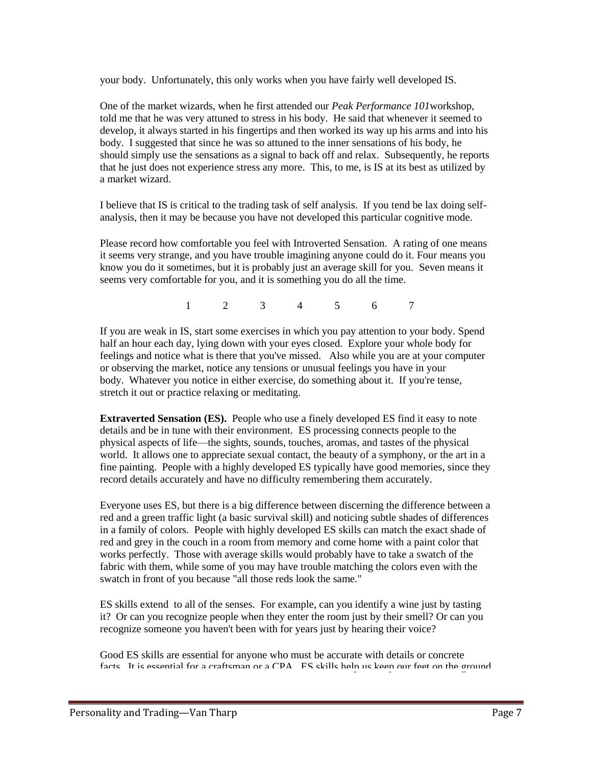your body. Unfortunately, this only works when you have fairly well developed IS.

One of the market wizards, when he first attended our *Peak Performance 101*workshop, told me that he was very attuned to stress in his body. He said that whenever it seemed to develop, it always started in his fingertips and then worked its way up his arms and into his body. I suggested that since he was so attuned to the inner sensations of his body, he should simply use the sensations as a signal to back off and relax. Subsequently, he reports that he just does not experience stress any more. This, to me, is IS at its best as utilized by a market wizard.

I believe that IS is critical to the trading task of self analysis. If you tend be lax doing self-analysis, then it may be because you have not developed this particular cognitive mode.

Please record how comfortable you feel with Introverted Sensation. A rating of one means it seems very strange, and you have trouble imagining anyone could do it. Four means you know you do it sometimes, but it is probably just an average skill for you. Seven means it seems very comfortable for you, and it is something you do all the time.

1 2 3 4 5 6 7

If you are weak in IS, start some exercises in which you pay attention to your body. Spend half an hour each day, lying down with your eyes closed. Explore your whole body for feelings and notice what is there that you've missed. Also while you are at your computer or observing the market, notice any tensions or unusual feelings you have in your body. Whatever you notice in either exercise, do something about it. If you're tense, stretch it out or practice relaxing or meditating.

**Extraverted Sensation (ES).** People who use a finely developed ES find it easy to note details and be in tune with their environment. ES processing connects people to the physical aspects of life—the sights, sounds, touches, aromas, and tastes of the physical world. It allows one to appreciate sexual contact, the beauty of a symphony, or the art in a fine painting. People with a highly developed ES typically have good memories, since they record details accurately and have no difficulty remembering them accurately.

Everyone uses ES, but there is a big difference between discerning the difference between a red and a green traffic light (a basic survival skill) and noticing subtle shades of differences in a family of colors. People with highly developed ES skills can match the exact shade of red and grey in the couch in a room from memory and come home with a paint color that works perfectly. Those with average skills would probably have to take a swatch of the fabric with them, while some of you may have trouble matching the colors even with the swatch in front of you because "all those reds look the same."

ES skills extend to all of the senses. For example, can you identify a wine just by tasting it? Or can you recognize people when they enter the room just by their smell? Or can you recognize someone you haven't been with for years just by hearing their voice?

Good ES skills are essential for anyone who must be accurate with details or concrete facts. It is essential for a craftsman or a CPA. ES skills help us keep our feet on the ground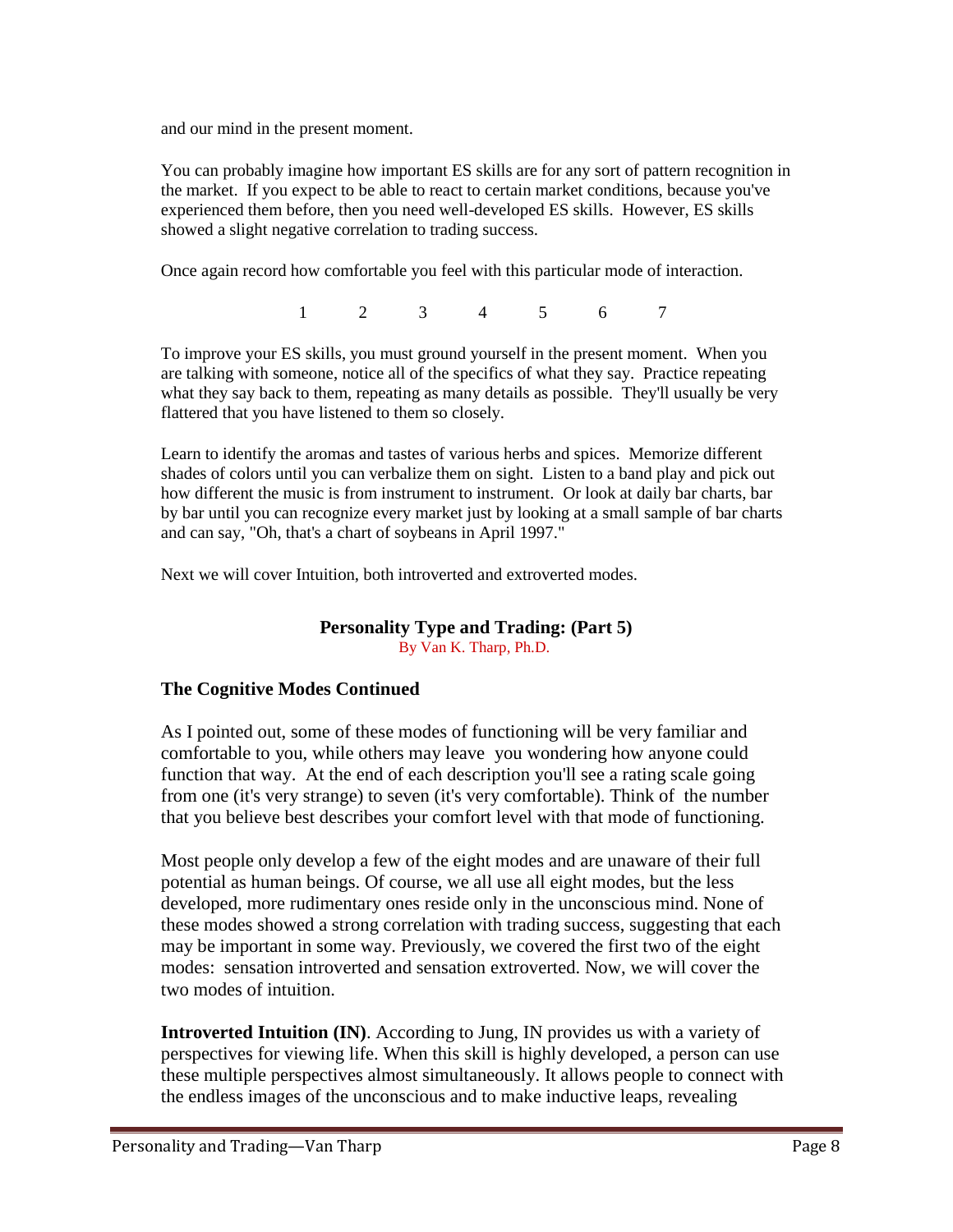and our mind in the present moment.

You can probably imagine how important ES skills are for any sort of pattern recognition in the market. If you expect to be able to react to certain market conditions, because you've experienced them before, then you need well-developed ES skills. However, ES skills showed a slight negative correlation to trading success.

Once again record how comfortable you feel with this particular mode of interaction.

1 2 3 4 5 6 7

To improve your ES skills, you must ground yourself in the present moment. When you are talking with someone, notice all of the specifics of what they say. Practice repeating what they say back to them, repeating as many details as possible. They'll usually be very flattered that you have listened to them so closely.

Learn to identify the aromas and tastes of various herbs and spices. Memorize different shades of colors until you can verbalize them on sight. Listen to a band play and pick out how different the music is from instrument to instrument. Or look at daily bar charts, bar by bar until you can recognize every market just by looking at a small sample of bar charts and can say, "Oh, that's a chart of soybeans in April 1997."

Next we will cover Intuition, both introverted and extroverted modes.

## Personality Type and Trading: (Part 5)

By Van K. Tharp, Ph.D.

### The Cognitive Modes Continued

As I pointed out, some of these modes of functioning will be very familiar and comfortable to you, while others may leave you wondering how anyone could function that way. At the end of each description you'll see a rating scale going from one (it's very strange) to seven (it's very comfortable). Think of the number that you believe best describes your comfort level with that mode of functioning.

Most people only develop a few of the eight modes and are unaware of their full potential as human beings. Of course, we all use all eight modes, but the less developed, more rudimentary ones reside only in the unconscious mind. None of these modes showed a strong correlation with trading success, suggesting that each may be important in some way. Previously, we covered the first two of the eight modes: sensation introverted and sensation extroverted. Now, we will cover the two modes of intuition.

**Introverted Intuition (IN)**. According to Jung, IN provides us with a variety of perspectives for viewing life. When this skill is highly developed, a person can use these multiple perspectives almost simultaneously. It allows people to connect with the endless images of the unconscious and to make inductive leaps, revealing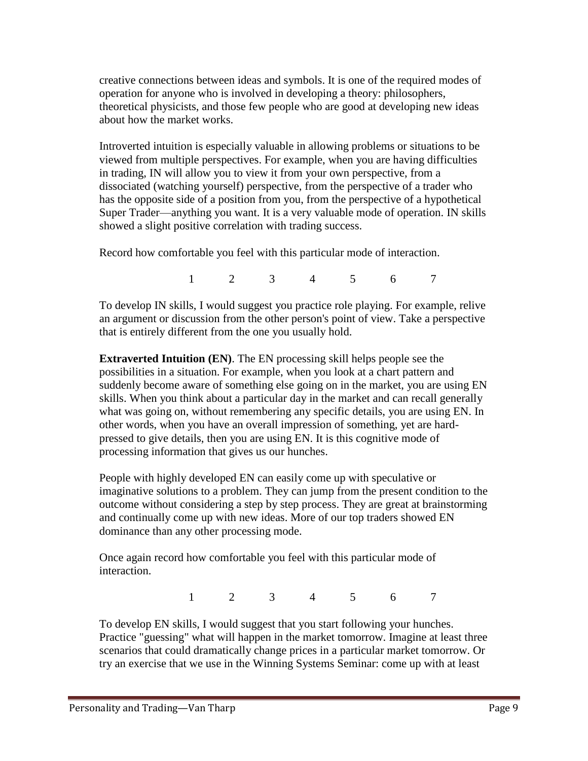creative connections between ideas and symbols. It is one of the required modes of operation for anyone who is involved in developing a theory: philosophers, theoretical physicists, and those few people who are good at developing new ideas about how the market works.

Introverted intuition is especially valuable in allowing problems or situations to be viewed from multiple perspectives. For example, when you are having difficulties in trading, IN will allow you to view it from your own perspective, from a dissociated (watching yourself) perspective, from the perspective of a trader who has the opposite side of a position from you, from the perspective of a hypothetical Super Trader—anything you want. It is a very valuable mode of operation. IN skills showed a slight positive correlation with trading success.

Record how comfortable you feel with this particular mode of interaction.

1 2 3 4 5 6 7

To develop IN skills, I would suggest you practice role playing. For example, relive an argument or discussion from the other person's point of view. Take a perspective that is entirely different from the one you usually hold.

**Extraverted Intuition (EN)**. The EN processing skill helps people see the possibilities in a situation. For example, when you look at a chart pattern and suddenly become aware of something else going on in the market, you are using EN skills. When you think about a particular day in the market and can recall generally what was going on, without remembering any specific details, you are using EN. In other words, when you have an overall impression of something, yet are hard-pressed to give details, then you are using EN. It is this cognitive mode of processing information that gives us our hunches.

People with highly developed EN can easily come up with speculative or imaginative solutions to a problem. They can jump from the present condition to the outcome without considering a step by step process. They are great at brainstorming and continually come up with new ideas. More of our top traders showed EN dominance than any other processing mode.

Once again record how comfortable you feel with this particular mode of interaction.

1 2 3 4 5 6 7

To develop EN skills, I would suggest that you start following your hunches. Practice "guessing" what will happen in the market tomorrow. Imagine at least three scenarios that could dramatically change prices in a particular market tomorrow. Or try an exercise that we use in the Winning Systems Seminar: come up with at least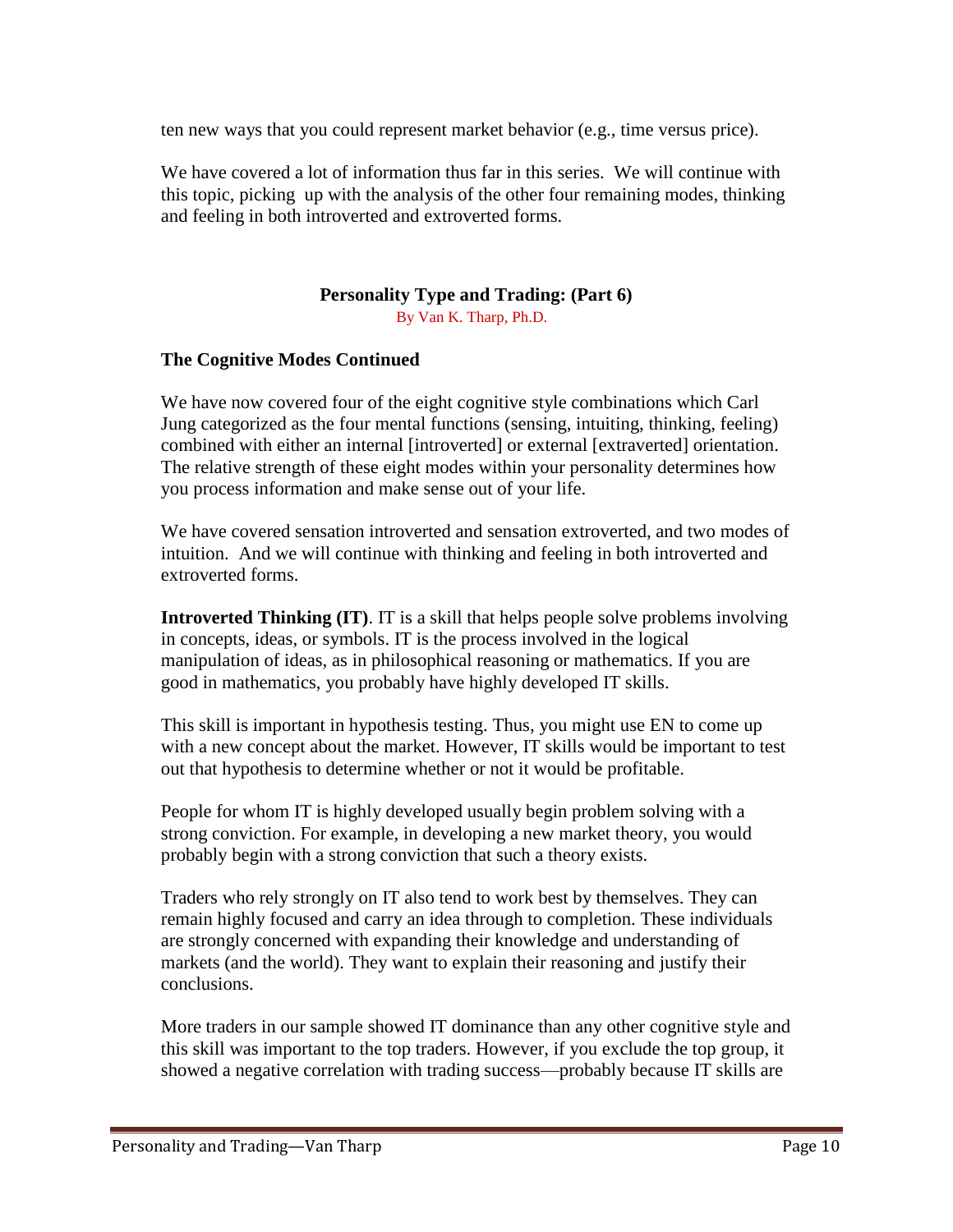ten new ways that you could represent market behavior (e.g., time versus price).

We have covered a lot of information thus far in this series. We will continue with this topic, picking up with the analysis of the other four remaining modes, thinking and feeling in both introverted and extroverted forms.

## Personality Type and Trading: (Part 6)

By Van K. Tharp, Ph.D.

### The Cognitive Modes Continued

We have now covered four of the eight cognitive style combinations which Carl Jung categorized as the four mental functions (sensing, intuiting, thinking, feeling) combined with either an internal [introverted] or external [extraverted] orientation. The relative strength of these eight modes within your personality determines how you process information and make sense out of your life.

We have covered sensation introverted and sensation extroverted, and two modes of intuition. And we will continue with thinking and feeling in both introverted and extroverted forms.

**Introverted Thinking (IT)**. IT is a skill that helps people solve problems involving in concepts, ideas, or symbols. IT is the process involved in the logical manipulation of ideas, as in philosophical reasoning or mathematics. If you are good in mathematics, you probably have highly developed IT skills.

This skill is important in hypothesis testing. Thus, you might use EN to come up with a new concept about the market. However, IT skills would be important to test out that hypothesis to determine whether or not it would be profitable.

People for whom IT is highly developed usually begin problem solving with a strong conviction. For example, in developing a new market theory, you would probably begin with a strong conviction that such a theory exists.

Traders who rely strongly on IT also tend to work best by themselves. They can remain highly focused and carry an idea through to completion. These individuals are strongly concerned with expanding their knowledge and understanding of markets (and the world). They want to explain their reasoning and justify their conclusions.

More traders in our sample showed IT dominance than any other cognitive style and this skill was important to the top traders. However, if you exclude the top group, it showed a negative correlation with trading success—probably because IT skills are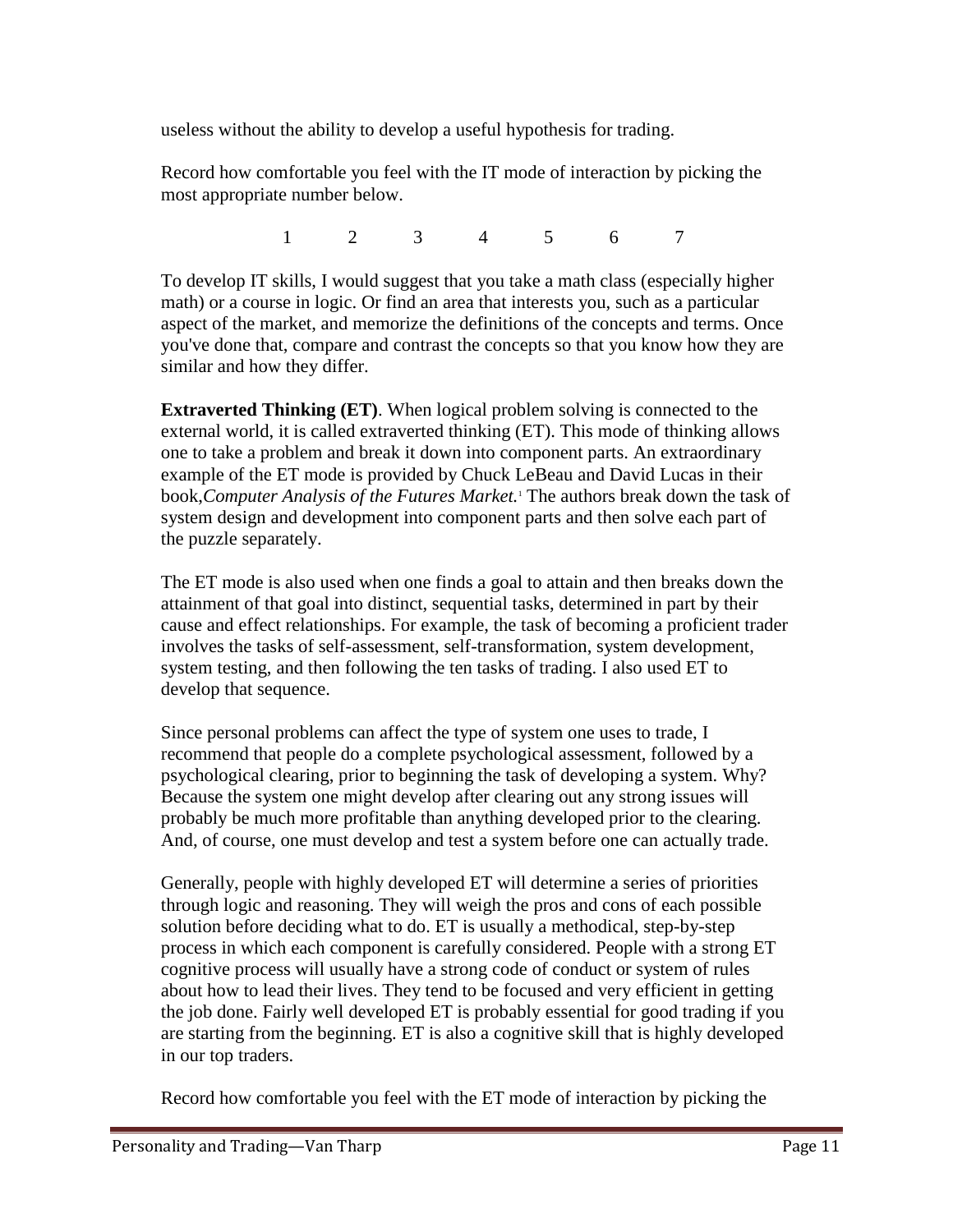useless without the ability to develop a useful hypothesis for trading.

Record how comfortable you feel with the IT mode of interaction by picking the most appropriate number below.

1 2 3 4 5 6 7

To develop IT skills, I would suggest that you take a math class (especially higher math) or a course in logic. Or find an area that interests you, such as a particular aspect of the market, and memorize the definitions of the concepts and terms. Once you've done that, compare and contrast the concepts so that you know how they are similar and how they differ.

**Extraverted Thinking (ET)**. When logical problem solving is connected to the external world, it is called extraverted thinking (ET). This mode of thinking allows one to take a problem and break it down into component parts. An extraordinary example of the ET mode is provided by Chuck LeBeau and David Lucas in their book, *Computer Analysis of the Futures Market.*[1] The authors break down the task of system design and development into component parts and then solve each part of the puzzle separately.

The ET mode is also used when one finds a goal to attain and then breaks down the attainment of that goal into distinct, sequential tasks, determined in part by their cause and effect relationships. For example, the task of becoming a proficient trader involves the tasks of self-assessment, self-transformation, system development, system testing, and then following the ten tasks of trading. I also used ET to develop that sequence.

Since personal problems can affect the type of system one uses to trade, I recommend that people do a complete psychological assessment, followed by a psychological clearing, prior to beginning the task of developing a system. Why? Because the system one might develop after clearing out any strong issues will probably be much more profitable than anything developed prior to the clearing. And, of course, one must develop and test a system before one can actually trade.

Generally, people with highly developed ET will determine a series of priorities through logic and reasoning. They will weigh the pros and cons of each possible solution before deciding what to do. ET is usually a methodical, step-by-step process in which each component is carefully considered. People with a strong ET cognitive process will usually have a strong code of conduct or system of rules about how to lead their lives. They tend to be focused and very efficient in getting the job done. Fairly well developed ET is probably essential for good trading if you are starting from the beginning. ET is also a cognitive skill that is highly developed in our top traders.

Record how comfortable you feel with the ET mode of interaction by picking the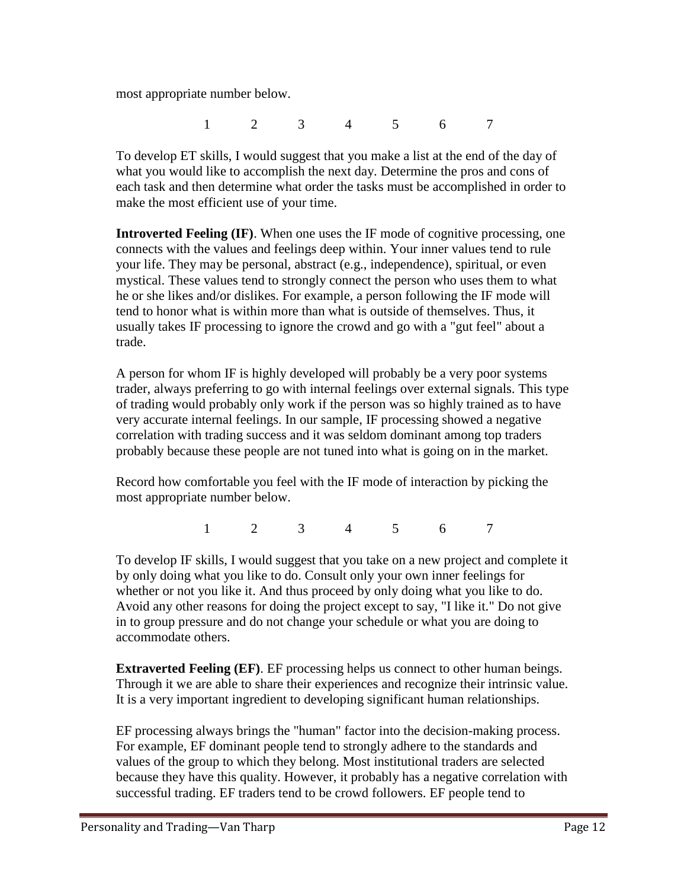most appropriate number below.

1 2 3 4 5 6 7

To develop ET skills, I would suggest that you make a list at the end of the day of what you would like to accomplish the next day. Determine the pros and cons of each task and then determine what order the tasks must be accomplished in order to make the most efficient use of your time.

**Introverted Feeling (IF)**. When one uses the IF mode of cognitive processing, one connects with the values and feelings deep within. Your inner values tend to rule your life. They may be personal, abstract (e.g., independence), spiritual, or even mystical. These values tend to strongly connect the person who uses them to what he or she likes and/or dislikes. For example, a person following the IF mode will tend to honor what is within more than what is outside of themselves. Thus, it usually takes IF processing to ignore the crowd and go with a "gut feel" about a trade.

A person for whom IF is highly developed will probably be a very poor systems trader, always preferring to go with internal feelings over external signals. This type of trading would probably only work if the person was so highly trained as to have very accurate internal feelings. In our sample, IF processing showed a negative correlation with trading success and it was seldom dominant among top traders probably because these people are not tuned into what is going on in the market.

Record how comfortable you feel with the IF mode of interaction by picking the most appropriate number below.

1 2 3 4 5 6 7

To develop IF skills, I would suggest that you take on a new project and complete it by only doing what you like to do. Consult only your own inner feelings for whether or not you like it. And thus proceed by only doing what you like to do. Avoid any other reasons for doing the project except to say, "I like it." Do not give in to group pressure and do not change your schedule or what you are doing to accommodate others.

**Extraverted Feeling (EF)**. EF processing helps us connect to other human beings. Through it we are able to share their experiences and recognize their intrinsic value. It is a very important ingredient to developing significant human relationships.

EF processing always brings the "human" factor into the decision-making process. For example, EF dominant people tend to strongly adhere to the standards and values of the group to which they belong. Most institutional traders are selected because they have this quality. However, it probably has a negative correlation with successful trading. EF traders tend to be crowd followers. EF people tend to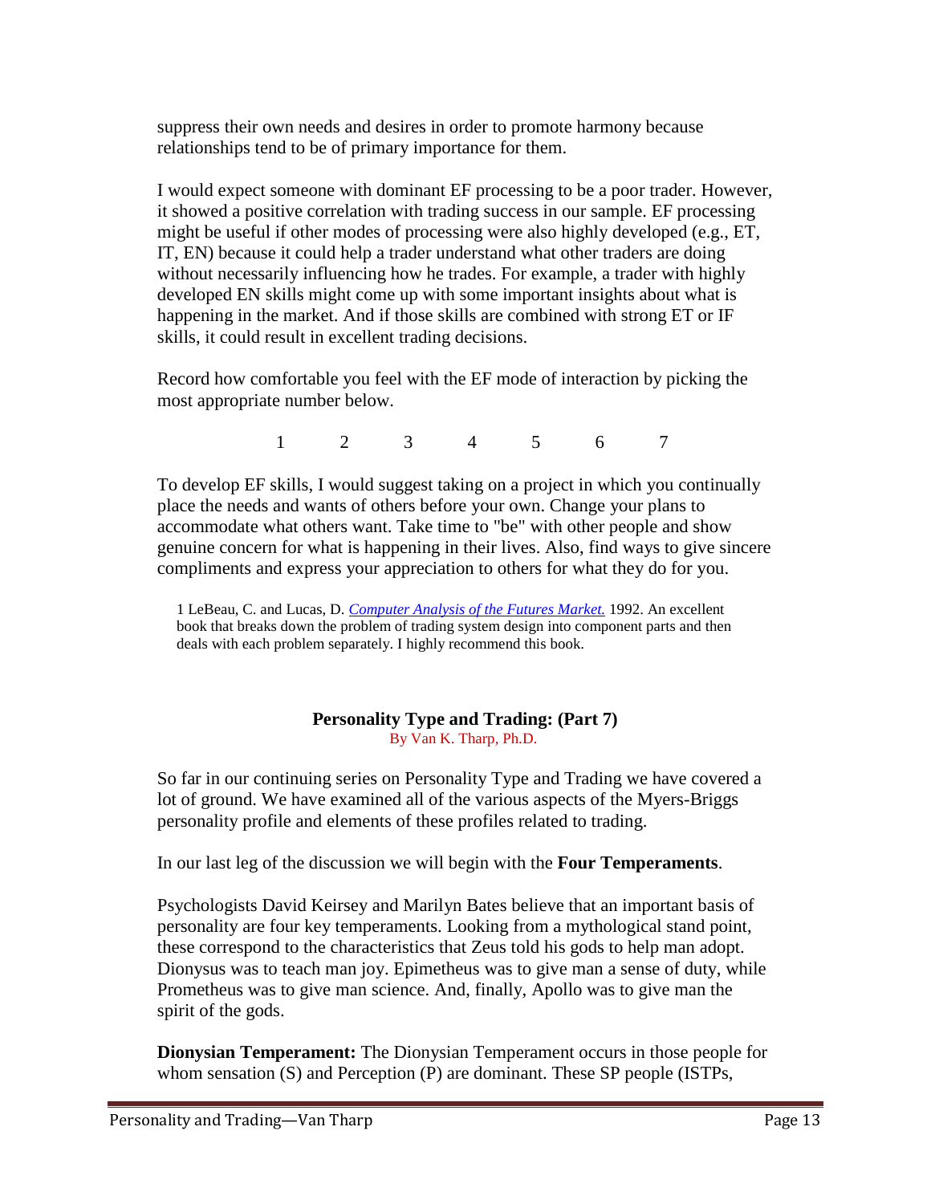suppress their own needs and desires in order to promote harmony because relationships tend to be of primary importance for them.

I would expect someone with dominant EF processing to be a poor trader. However, it showed a positive correlation with trading success in our sample. EF processing might be useful if other modes of processing were also highly developed (e.g., ET, IT, EN) because it could help a trader understand what other traders are doing without necessarily influencing how he trades. For example, a trader with highly developed EN skills might come up with some important insights about what is happening in the market. And if those skills are combined with strong ET or IF skills, it could result in excellent trading decisions.

Record how comfortable you feel with the EF mode of interaction by picking the most appropriate number below.

1 2 3 4 5 6 7

To develop EF skills, I would suggest taking on a project in which you continually place the needs and wants of others before your own. Change your plans to accommodate what others want. Take time to "be" with other people and show genuine concern for what is happening in their lives. Also, find ways to give sincere compliments and express your appreciation to others for what they do for you.

1 LeBeau, C. and Lucas, D. *Computer Analysis of the Futures Market.* 1992. An excellent book that breaks down the problem of trading system design into component parts and then deals with each problem separately. I highly recommend this book.

## Personality Type and Trading: (Part 7)

By Van K. Tharp, Ph.D.

So far in our continuing series on Personality Type and Trading we have covered a lot of ground. We have examined all of the various aspects of the Myers-Briggs personality profile and elements of these profiles related to trading.

In our last leg of the discussion we will begin with the **Four Temperaments**.

Psychologists David Keirsey and Marilyn Bates believe that an important basis of personality are four key temperaments. Looking from a mythological stand point, these correspond to the characteristics that Zeus told his gods to help man adopt. Dionysus was to teach man joy. Epimetheus was to give man a sense of duty, while Prometheus was to give man science. And, finally, Apollo was to give man the spirit of the gods.

**Dionysian Temperament:** The Dionysian Temperament occurs in those people for whom sensation (S) and Perception (P) are dominant. These SP people (ISTPs,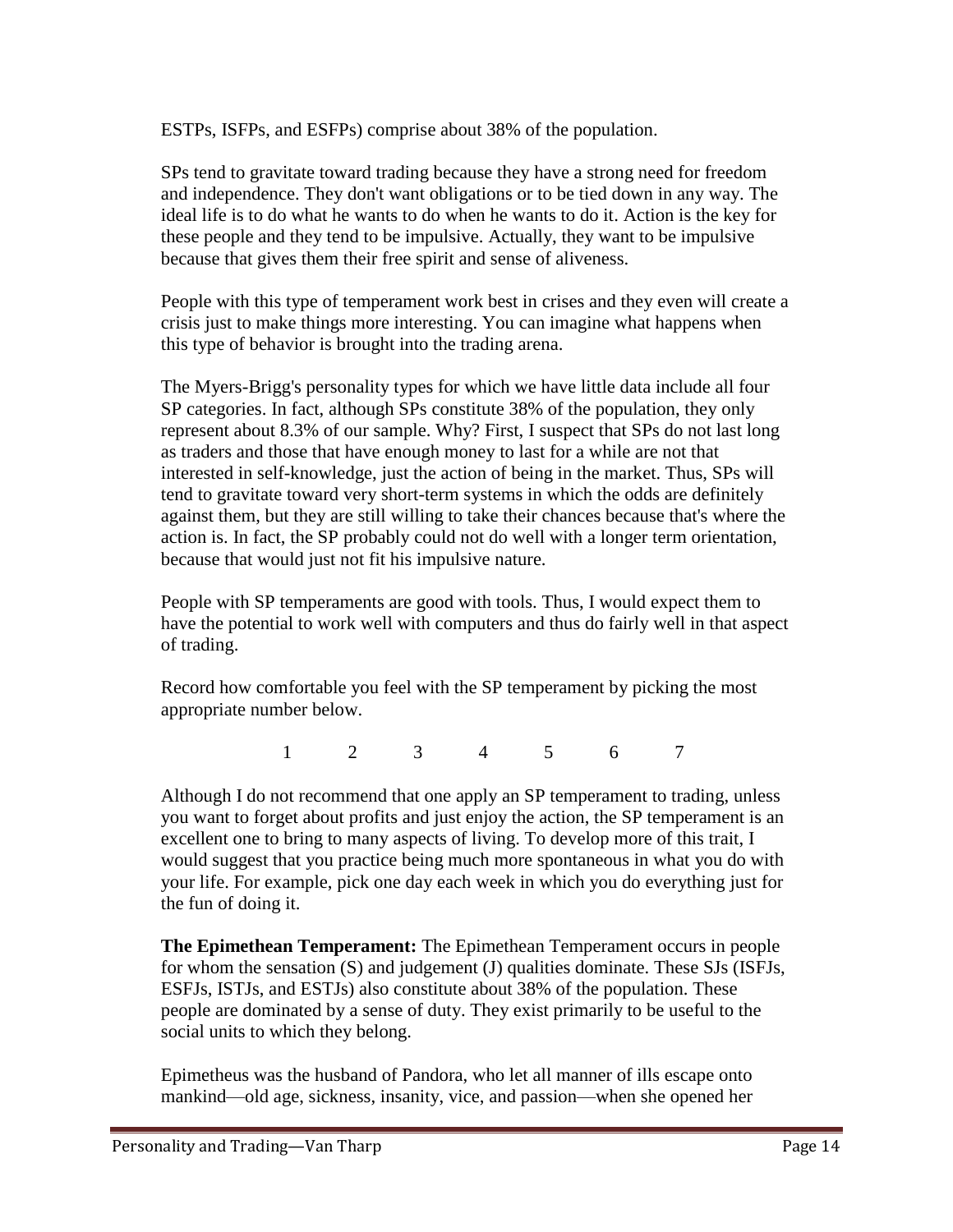ESTPs, ISFPs, and ESFPs) comprise about 38% of the population.

SPs tend to gravitate toward trading because they have a strong need for freedom and independence. They don't want obligations or to be tied down in any way. The ideal life is to do what he wants to do when he wants to do it. Action is the key for these people and they tend to be impulsive. Actually, they want to be impulsive because that gives them their free spirit and sense of aliveness.

People with this type of temperament work best in crises and they even will create a crisis just to make things more interesting. You can imagine what happens when this type of behavior is brought into the trading arena.

The Myers-Brigg's personality types for which we have little data include all four SP categories. In fact, although SPs constitute 38% of the population, they only represent about 8.3% of our sample. Why? First, I suspect that SPs do not last long as traders and those that have enough money to last for a while are not that interested in self-knowledge, just the action of being in the market. Thus, SPs will tend to gravitate toward very short-term systems in which the odds are definitely against them, but they are still willing to take their chances because that's where the action is. In fact, the SP probably could not do well with a longer term orientation, because that would just not fit his impulsive nature.

People with SP temperaments are good with tools. Thus, I would expect them to have the potential to work well with computers and thus do fairly well in that aspect of trading.

Record how comfortable you feel with the SP temperament by picking the most appropriate number below.

1 2 3 4 5 6 7

Although I do not recommend that one apply an SP temperament to trading, unless you want to forget about profits and just enjoy the action, the SP temperament is an excellent one to bring to many aspects of living. To develop more of this trait, I would suggest that you practice being much more spontaneous in what you do with your life. For example, pick one day each week in which you do everything just for the fun of doing it.

**The Epimethean Temperament:** The Epimethean Temperament occurs in people for whom the sensation (S) and judgement (J) qualities dominate. These SJs (ISFJs, ESFJs, ISTJs, and ESTJs) also constitute about 38% of the population. These people are dominated by a sense of duty. They exist primarily to be useful to the social units to which they belong.

Epimetheus was the husband of Pandora, who let all manner of ills escape onto mankind—old age, sickness, insanity, vice, and passion—when she opened her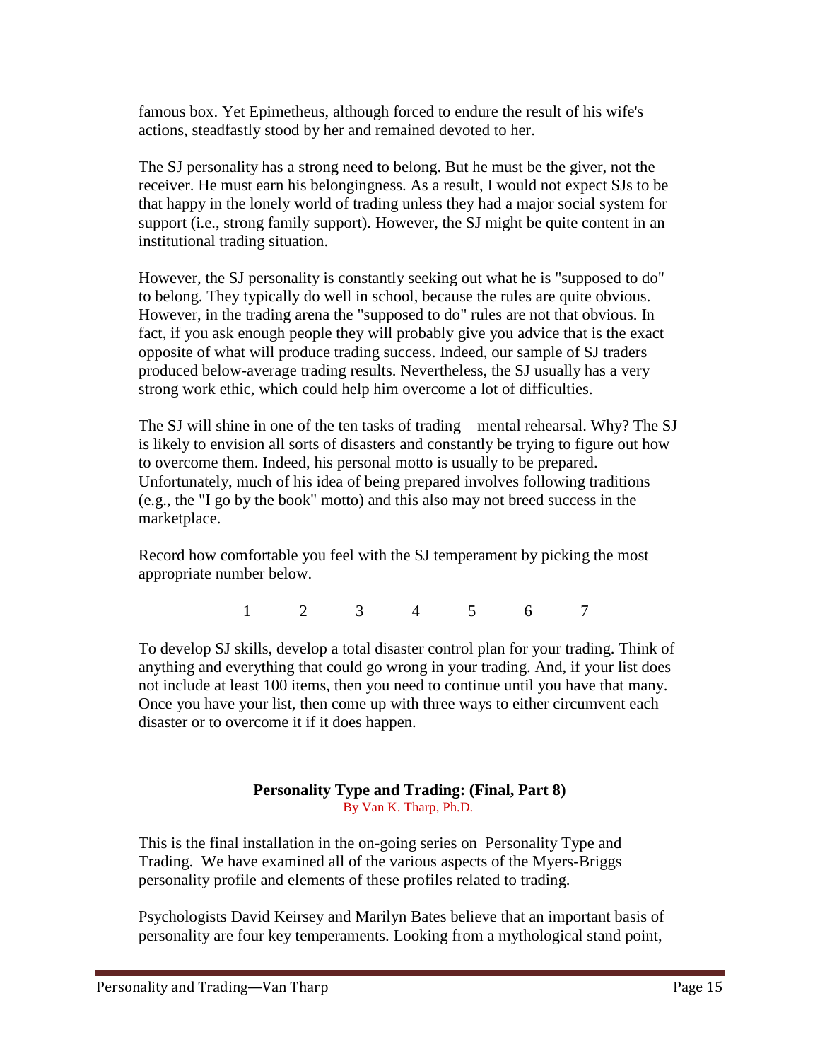famous box. Yet Epimetheus, although forced to endure the result of his wife's actions, steadfastly stood by her and remained devoted to her.

The SJ personality has a strong need to belong. But he must be the giver, not the receiver. He must earn his belongingness. As a result, I would not expect SJs to be that happy in the lonely world of trading unless they had a major social system for support (i.e., strong family support). However, the SJ might be quite content in an institutional trading situation.

However, the SJ personality is constantly seeking out what he is "supposed to do" to belong. They typically do well in school, because the rules are quite obvious. However, in the trading arena the "supposed to do" rules are not that obvious. In fact, if you ask enough people they will probably give you advice that is the exact opposite of what will produce trading success. Indeed, our sample of SJ traders produced below-average trading results. Nevertheless, the SJ usually has a very strong work ethic, which could help him overcome a lot of difficulties.

The SJ will shine in one of the ten tasks of trading—mental rehearsal. Why? The SJ is likely to envision all sorts of disasters and constantly be trying to figure out how to overcome them. Indeed, his personal motto is usually to be prepared. Unfortunately, much of his idea of being prepared involves following traditions (e.g., the "I go by the book" motto) and this also may not breed success in the marketplace.

Record how comfortable you feel with the SJ temperament by picking the most appropriate number below.

1 2 3 4 5 6 7

To develop SJ skills, develop a total disaster control plan for your trading. Think of anything and everything that could go wrong in your trading. And, if your list does not include at least 100 items, then you need to continue until you have that many. Once you have your list, then come up with three ways to either circumvent each disaster or to overcome it if it does happen.

## Personality Type and Trading: (Final, Part 8)

By Van K. Tharp, Ph.D.

This is the final installation in the on-going series on Personality Type and Trading. We have examined all of the various aspects of the Myers-Briggs personality profile and elements of these profiles related to trading.

Psychologists David Keirsey and Marilyn Bates believe that an important basis of personality are four key temperaments. Looking from a mythological stand point,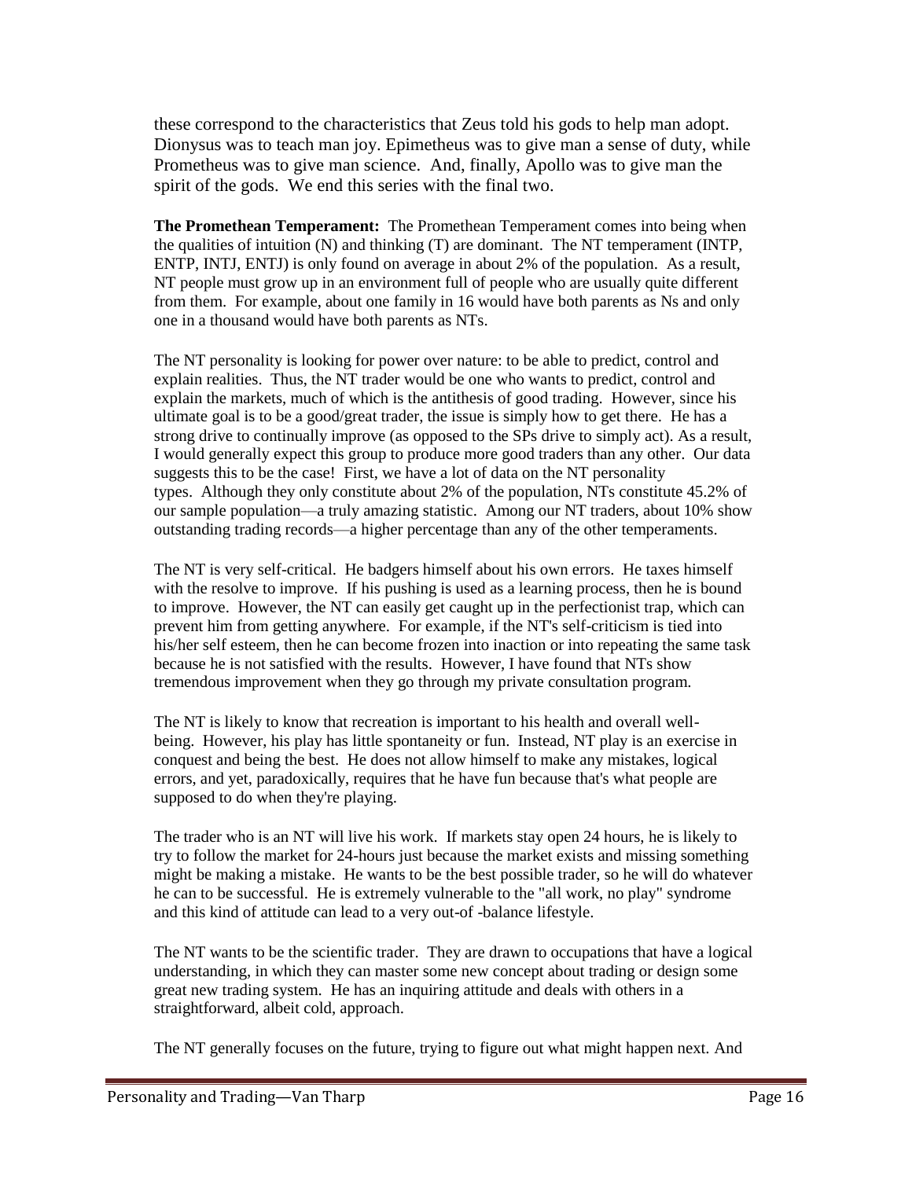these correspond to the characteristics that Zeus told his gods to help man adopt. Dionysus was to teach man joy. Epimetheus was to give man a sense of duty, while Prometheus was to give man science. And, finally, Apollo was to give man the spirit of the gods. We end this series with the final two.

**The Promethean Temperament:** The Promethean Temperament comes into being when the qualities of intuition (N) and thinking (T) are dominant. The NT temperament (INTP, ENTP, INTJ, ENTJ) is only found on average in about 2% of the population. As a result, NT people must grow up in an environment full of people who are usually quite different from them. For example, about one family in 16 would have both parents as Ns and only one in a thousand would have both parents as NTs.

The NT personality is looking for power over nature: to be able to predict, control and explain realities. Thus, the NT trader would be one who wants to predict, control and explain the markets, much of which is the antithesis of good trading. However, since his ultimate goal is to be a good/great trader, the issue is simply how to get there. He has a strong drive to continually improve (as opposed to the SPs drive to simply act). As a result, I would generally expect this group to produce more good traders than any other. Our data suggests this to be the case! First, we have a lot of data on the NT personality types. Although they only constitute about 2% of the population, NTs constitute 45.2% of our sample population—a truly amazing statistic. Among our NT traders, about 10% show outstanding trading records—a higher percentage than any of the other temperaments.

The NT is very self-critical. He badgers himself about his own errors. He taxes himself with the resolve to improve. If his pushing is used as a learning process, then he is bound to improve. However, the NT can easily get caught up in the perfectionist trap, which can prevent him from getting anywhere. For example, if the NT's self-criticism is tied into his/her self esteem, then he can become frozen into inaction or into repeating the same task because he is not satisfied with the results. However, I have found that NTs show tremendous improvement when they go through my private consultation program.

The NT is likely to know that recreation is important to his health and overall well-being. However, his play has little spontaneity or fun. Instead, NT play is an exercise in conquest and being the best. He does not allow himself to make any mistakes, logical errors, and yet, paradoxically, requires that he have fun because that's what people are supposed to do when they're playing.

The trader who is an NT will live his work. If markets stay open 24 hours, he is likely to try to follow the market for 24-hours just because the market exists and missing something might be making a mistake. He wants to be the best possible trader, so he will do whatever he can to be successful. He is extremely vulnerable to the "all work, no play" syndrome and this kind of attitude can lead to a very out-of -balance lifestyle.

The NT wants to be the scientific trader. They are drawn to occupations that have a logical understanding, in which they can master some new concept about trading or design some great new trading system. He has an inquiring attitude and deals with others in a straightforward, albeit cold, approach.

The NT generally focuses on the future, trying to figure out what might happen next. And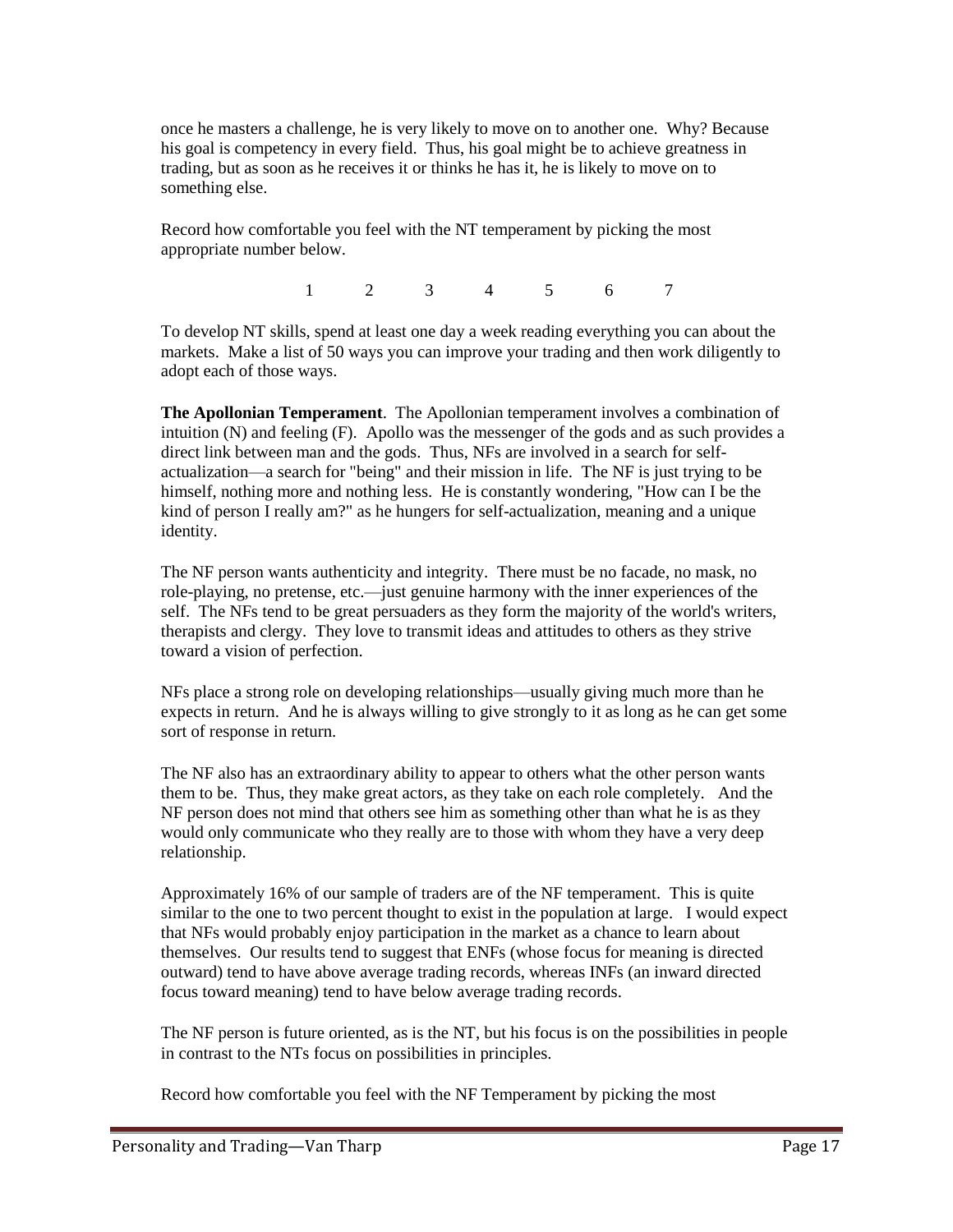once he masters a challenge, he is very likely to move on to another one. Why? Because his goal is competency in every field. Thus, his goal might be to achieve greatness in trading, but as soon as he receives it or thinks he has it, he is likely to move on to something else.

Record how comfortable you feel with the NT temperament by picking the most appropriate number below.

1 2 3 4 5 6 7

To develop NT skills, spend at least one day a week reading everything you can about the markets. Make a list of 50 ways you can improve your trading and then work diligently to adopt each of those ways.

**The Apollonian Temperament**. The Apollonian temperament involves a combination of intuition (N) and feeling (F). Apollo was the messenger of the gods and as such provides a direct link between man and the gods. Thus, NFs are involved in a search for self-actualization—a search for "being" and their mission in life. The NF is just trying to be himself, nothing more and nothing less. He is constantly wondering, "How can I be the kind of person I really am?" as he hungers for self-actualization, meaning and a unique identity.

The NF person wants authenticity and integrity. There must be no facade, no mask, no role-playing, no pretense, etc.—just genuine harmony with the inner experiences of the self. The NFs tend to be great persuaders as they form the majority of the world's writers, therapists and clergy. They love to transmit ideas and attitudes to others as they strive toward a vision of perfection.

NFs place a strong role on developing relationships—usually giving much more than he expects in return. And he is always willing to give strongly to it as long as he can get some sort of response in return.

The NF also has an extraordinary ability to appear to others what the other person wants them to be. Thus, they make great actors, as they take on each role completely. And the NF person does not mind that others see him as something other than what he is as they would only communicate who they really are to those with whom they have a very deep relationship.

Approximately 16% of our sample of traders are of the NF temperament. This is quite similar to the one to two percent thought to exist in the population at large. I would expect that NFs would probably enjoy participation in the market as a chance to learn about themselves. Our results tend to suggest that ENFs (whose focus for meaning is directed outward) tend to have above average trading records, whereas INFs (an inward directed focus toward meaning) tend to have below average trading records.

The NF person is future oriented, as is the NT, but his focus is on the possibilities in people in contrast to the NTs focus on possibilities in principles.

Record how comfortable you feel with the NF Temperament by picking the most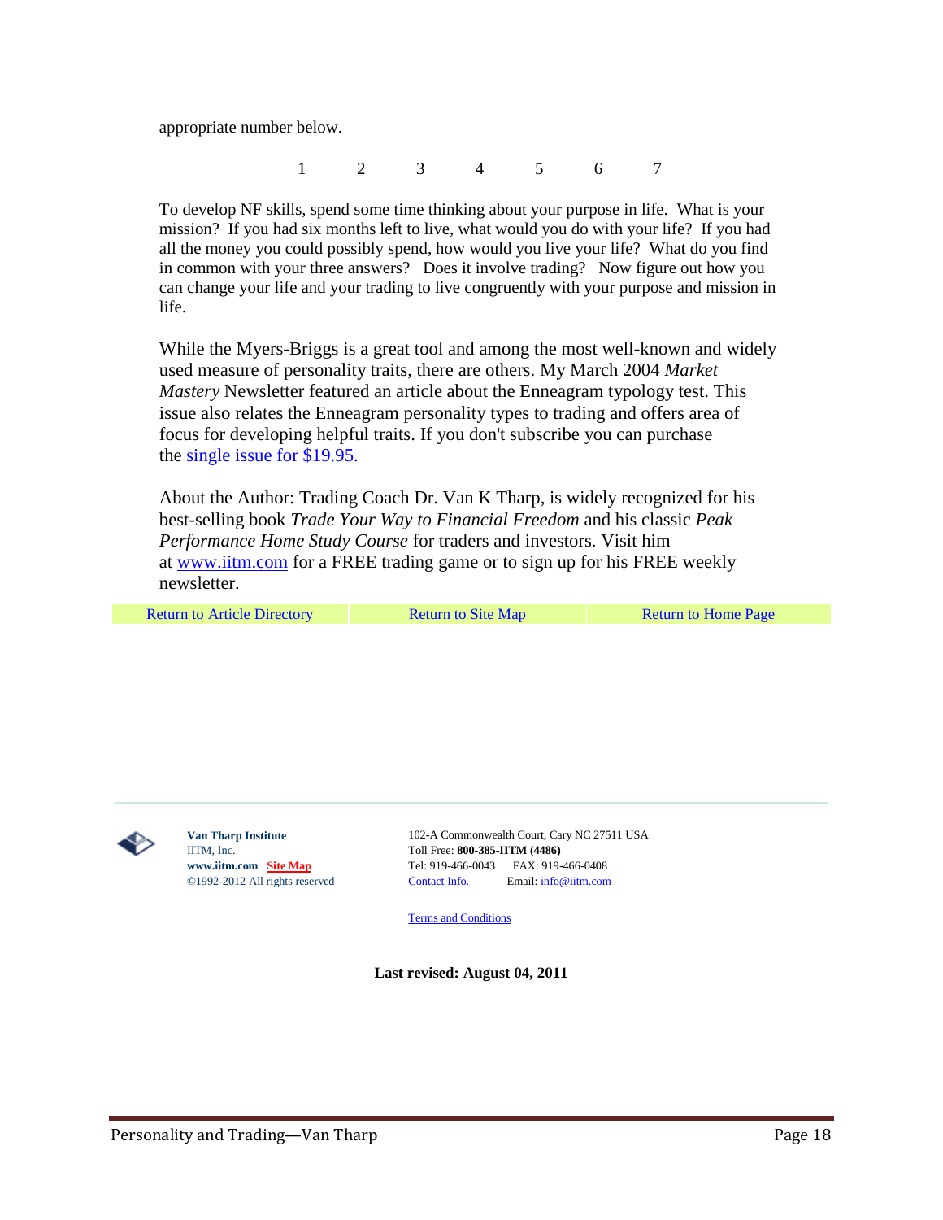appropriate number below.

1 2 3 4 5 6 7

To develop NF skills, spend some time thinking about your purpose in life. What is your mission? If you had six months left to live, what would you do with your life? If you had all the money you could possibly spend, how would you live your life? What do you find in common with your three answers? Does it involve trading? Now figure out how you can change your life and your trading to live congruently with your purpose and mission in life.

While the Myers-Briggs is a great tool and among the most well-known and widely used measure of personality traits, there are others. My March 2004 *Market Mastery* Newsletter featured an article about the Enneagram typology test. This issue also relates the Enneagram personality types to trading and offers area of focus for developing helpful traits. If you don't subscribe you can purchase the single issue for $19.95.

About the Author: Trading Coach Dr. Van K Tharp, is widely recognized for his best-selling book *Trade Your Way to Financial Freedom* and his classic *Peak Performance Home Study Course* for traders and investors. Visit him at www.iitm.com for a FREE trading game or to sign up for his FREE weekly newsletter.

| | | |
|---|---|---|
| Return to Article Directory | Return to Site Map | Return to Home Page |

**Van Tharp Institute**
IITM, Inc.
**www.iitm.com** **Site Map**
©1992-2012 All rights reserved

102-A Commonwealth Court, Cary NC 27511 USA
Toll Free: **800-385-IITM (4486)**
Tel: 919-466-0043 FAX: 919-466-0408
Contact Info. Email: info@iitm.com

Terms and Conditions

**Last revised: August 04, 2011**